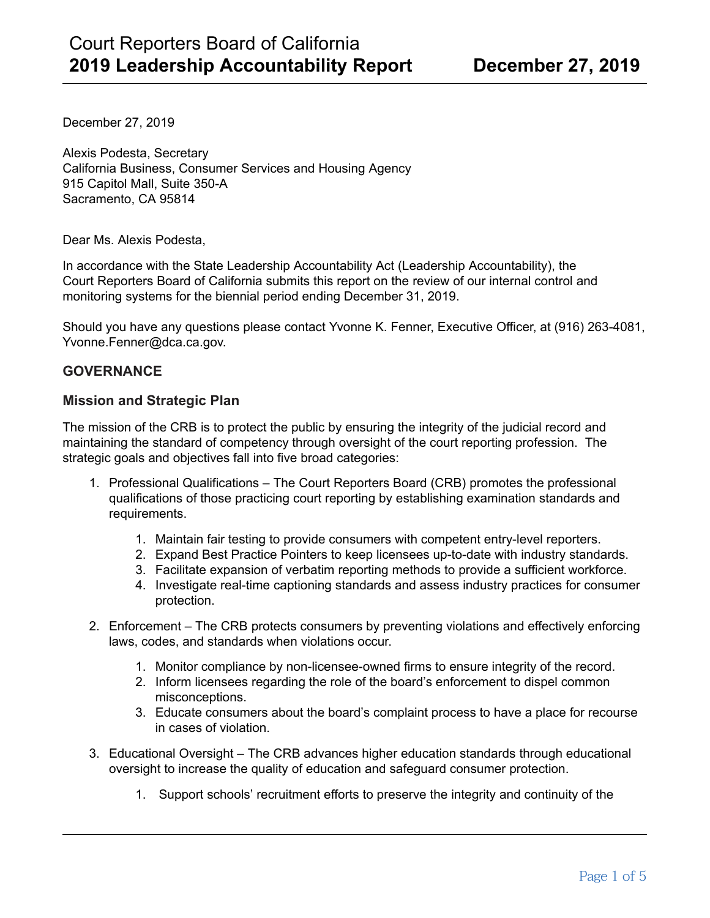# Court Reporters Board of California
# 2019 Leadership Accountability Report — December 27, 2019

December 27, 2019

Alexis Podesta, Secretary
California Business, Consumer Services and Housing Agency
915 Capitol Mall, Suite 350-A
Sacramento, CA 95814

Dear Ms. Alexis Podesta,

In accordance with the State Leadership Accountability Act (Leadership Accountability), the Court Reporters Board of California submits this report on the review of our internal control and monitoring systems for the biennial period ending December 31, 2019.

Should you have any questions please contact Yvonne K. Fenner, Executive Officer, at (916) 263-4081, Yvonne.Fenner@dca.ca.gov.

## GOVERNANCE

### Mission and Strategic Plan

The mission of the CRB is to protect the public by ensuring the integrity of the judicial record and maintaining the standard of competency through oversight of the court reporting profession. The strategic goals and objectives fall into five broad categories:

1. Professional Qualifications – The Court Reporters Board (CRB) promotes the professional qualifications of those practicing court reporting by establishing examination standards and requirements.
    1. Maintain fair testing to provide consumers with competent entry-level reporters.
    2. Expand Best Practice Pointers to keep licensees up-to-date with industry standards.
    3. Facilitate expansion of verbatim reporting methods to provide a sufficient workforce.
    4. Investigate real-time captioning standards and assess industry practices for consumer protection.
2. Enforcement – The CRB protects consumers by preventing violations and effectively enforcing laws, codes, and standards when violations occur.
    1. Monitor compliance by non-licensee-owned firms to ensure integrity of the record.
    2. Inform licensees regarding the role of the board's enforcement to dispel common misconceptions.
    3. Educate consumers about the board's complaint process to have a place for recourse in cases of violation.
3. Educational Oversight – The CRB advances higher education standards through educational oversight to increase the quality of education and safeguard consumer protection.
    1. Support schools' recruitment efforts to preserve the integrity and continuity of the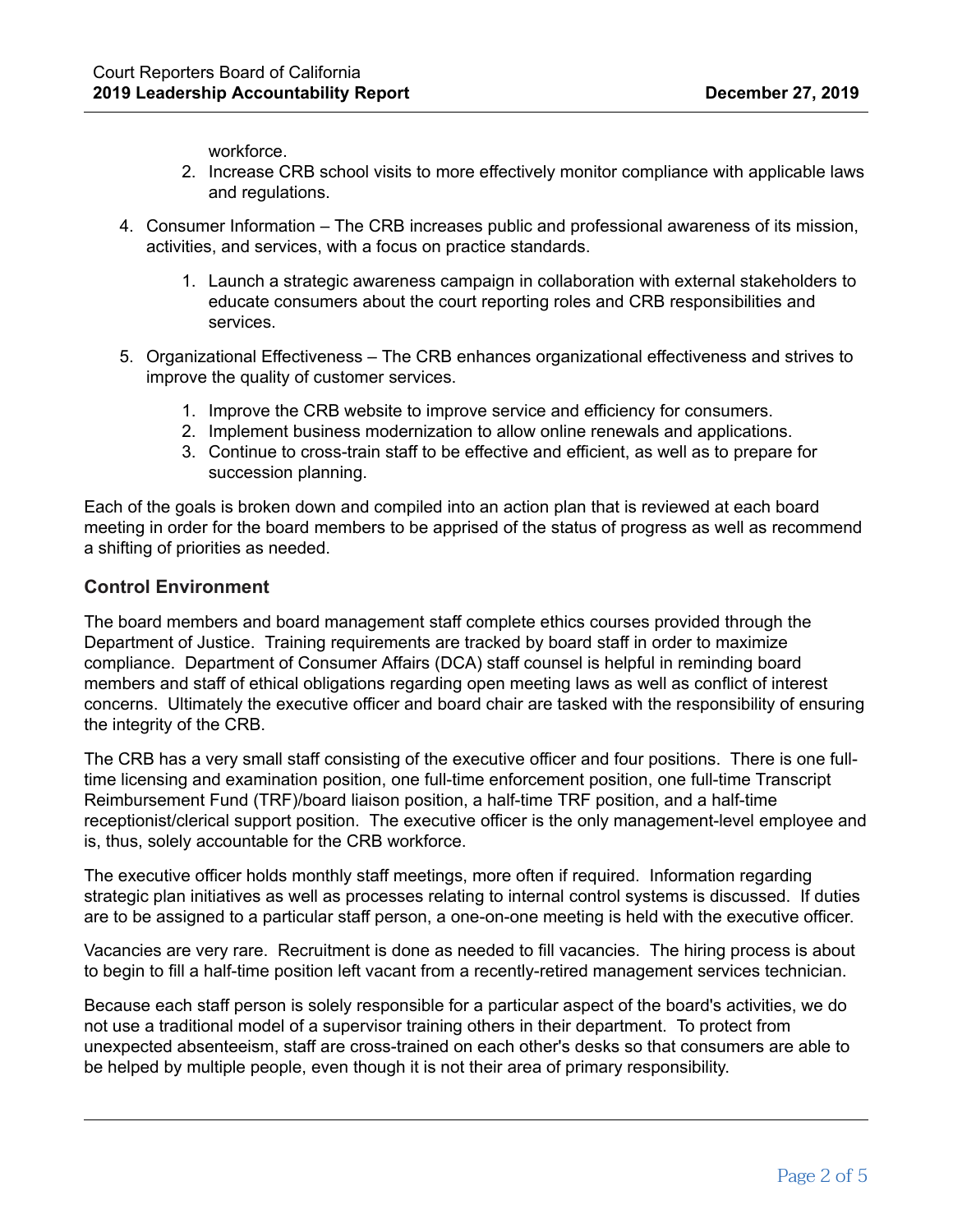workforce.
2. Increase CRB school visits to more effectively monitor compliance with applicable laws and regulations.

4. Consumer Information – The CRB increases public and professional awareness of its mission, activities, and services, with a focus on practice standards.

    1. Launch a strategic awareness campaign in collaboration with external stakeholders to educate consumers about the court reporting roles and CRB responsibilities and services.

5. Organizational Effectiveness – The CRB enhances organizational effectiveness and strives to improve the quality of customer services.

    1. Improve the CRB website to improve service and efficiency for consumers.
    2. Implement business modernization to allow online renewals and applications.
    3. Continue to cross-train staff to be effective and efficient, as well as to prepare for succession planning.

Each of the goals is broken down and compiled into an action plan that is reviewed at each board meeting in order for the board members to be apprised of the status of progress as well as recommend a shifting of priorities as needed.

### Control Environment

The board members and board management staff complete ethics courses provided through the Department of Justice. Training requirements are tracked by board staff in order to maximize compliance. Department of Consumer Affairs (DCA) staff counsel is helpful in reminding board members and staff of ethical obligations regarding open meeting laws as well as conflict of interest concerns. Ultimately the executive officer and board chair are tasked with the responsibility of ensuring the integrity of the CRB.

The CRB has a very small staff consisting of the executive officer and four positions. There is one full-time licensing and examination position, one full-time enforcement position, one full-time Transcript Reimbursement Fund (TRF)/board liaison position, a half-time TRF position, and a half-time receptionist/clerical support position. The executive officer is the only management-level employee and is, thus, solely accountable for the CRB workforce.

The executive officer holds monthly staff meetings, more often if required. Information regarding strategic plan initiatives as well as processes relating to internal control systems is discussed. If duties are to be assigned to a particular staff person, a one-on-one meeting is held with the executive officer.

Vacancies are very rare. Recruitment is done as needed to fill vacancies. The hiring process is about to begin to fill a half-time position left vacant from a recently-retired management services technician.

Because each staff person is solely responsible for a particular aspect of the board's activities, we do not use a traditional model of a supervisor training others in their department. To protect from unexpected absenteeism, staff are cross-trained on each other's desks so that consumers are able to be helped by multiple people, even though it is not their area of primary responsibility.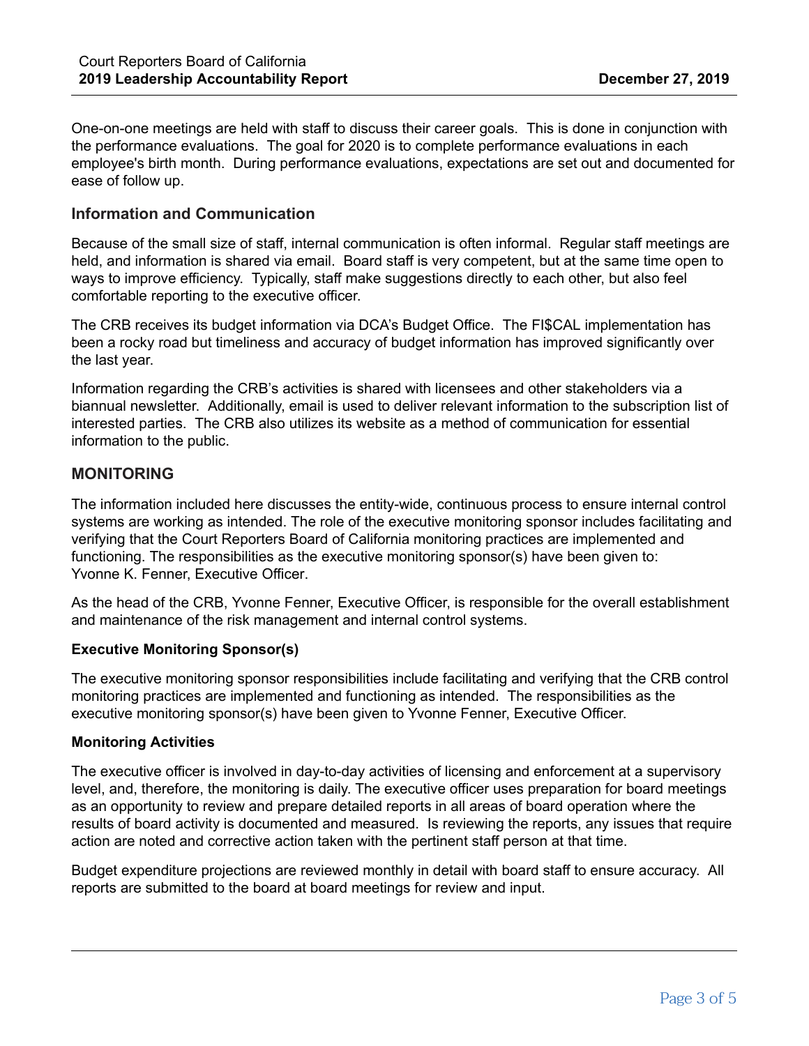One-on-one meetings are held with staff to discuss their career goals. This is done in conjunction with the performance evaluations. The goal for 2020 is to complete performance evaluations in each employee's birth month. During performance evaluations, expectations are set out and documented for ease of follow up.

### Information and Communication

Because of the small size of staff, internal communication is often informal. Regular staff meetings are held, and information is shared via email. Board staff is very competent, but at the same time open to ways to improve efficiency. Typically, staff make suggestions directly to each other, but also feel comfortable reporting to the executive officer.

The CRB receives its budget information via DCA's Budget Office. The FI$CAL implementation has been a rocky road but timeliness and accuracy of budget information has improved significantly over the last year.

Information regarding the CRB's activities is shared with licensees and other stakeholders via a biannual newsletter. Additionally, email is used to deliver relevant information to the subscription list of interested parties. The CRB also utilizes its website as a method of communication for essential information to the public.

## MONITORING

The information included here discusses the entity-wide, continuous process to ensure internal control systems are working as intended. The role of the executive monitoring sponsor includes facilitating and verifying that the Court Reporters Board of California monitoring practices are implemented and functioning. The responsibilities as the executive monitoring sponsor(s) have been given to: Yvonne K. Fenner, Executive Officer.

As the head of the CRB, Yvonne Fenner, Executive Officer, is responsible for the overall establishment and maintenance of the risk management and internal control systems.

#### Executive Monitoring Sponsor(s)

The executive monitoring sponsor responsibilities include facilitating and verifying that the CRB control monitoring practices are implemented and functioning as intended. The responsibilities as the executive monitoring sponsor(s) have been given to Yvonne Fenner, Executive Officer.

#### Monitoring Activities

The executive officer is involved in day-to-day activities of licensing and enforcement at a supervisory level, and, therefore, the monitoring is daily. The executive officer uses preparation for board meetings as an opportunity to review and prepare detailed reports in all areas of board operation where the results of board activity is documented and measured. Is reviewing the reports, any issues that require action are noted and corrective action taken with the pertinent staff person at that time.

Budget expenditure projections are reviewed monthly in detail with board staff to ensure accuracy. All reports are submitted to the board at board meetings for review and input.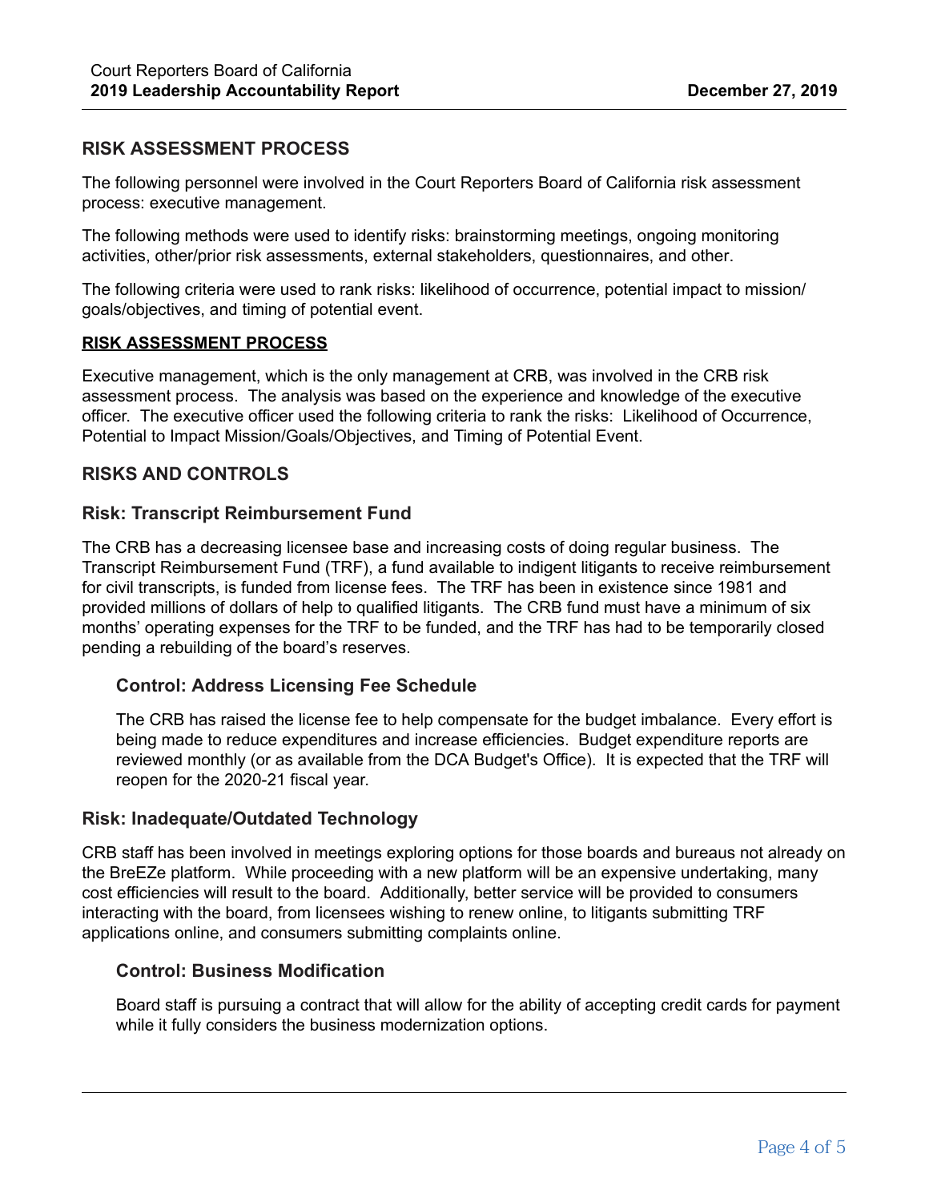## RISK ASSESSMENT PROCESS

The following personnel were involved in the Court Reporters Board of California risk assessment process: executive management.

The following methods were used to identify risks: brainstorming meetings, ongoing monitoring activities, other/prior risk assessments, external stakeholders, questionnaires, and other.

The following criteria were used to rank risks: likelihood of occurrence, potential impact to mission/goals/objectives, and timing of potential event.

**RISK ASSESSMENT PROCESS**

Executive management, which is the only management at CRB, was involved in the CRB risk assessment process. The analysis was based on the experience and knowledge of the executive officer. The executive officer used the following criteria to rank the risks: Likelihood of Occurrence, Potential to Impact Mission/Goals/Objectives, and Timing of Potential Event.

## RISKS AND CONTROLS

### Risk: Transcript Reimbursement Fund

The CRB has a decreasing licensee base and increasing costs of doing regular business. The Transcript Reimbursement Fund (TRF), a fund available to indigent litigants to receive reimbursement for civil transcripts, is funded from license fees. The TRF has been in existence since 1981 and provided millions of dollars of help to qualified litigants. The CRB fund must have a minimum of six months' operating expenses for the TRF to be funded, and the TRF has had to be temporarily closed pending a rebuilding of the board's reserves.

#### Control: Address Licensing Fee Schedule

The CRB has raised the license fee to help compensate for the budget imbalance. Every effort is being made to reduce expenditures and increase efficiencies. Budget expenditure reports are reviewed monthly (or as available from the DCA Budget's Office). It is expected that the TRF will reopen for the 2020-21 fiscal year.

### Risk: Inadequate/Outdated Technology

CRB staff has been involved in meetings exploring options for those boards and bureaus not already on the BreEZe platform. While proceeding with a new platform will be an expensive undertaking, many cost efficiencies will result to the board. Additionally, better service will be provided to consumers interacting with the board, from licensees wishing to renew online, to litigants submitting TRF applications online, and consumers submitting complaints online.

#### Control: Business Modification

Board staff is pursuing a contract that will allow for the ability of accepting credit cards for payment while it fully considers the business modernization options.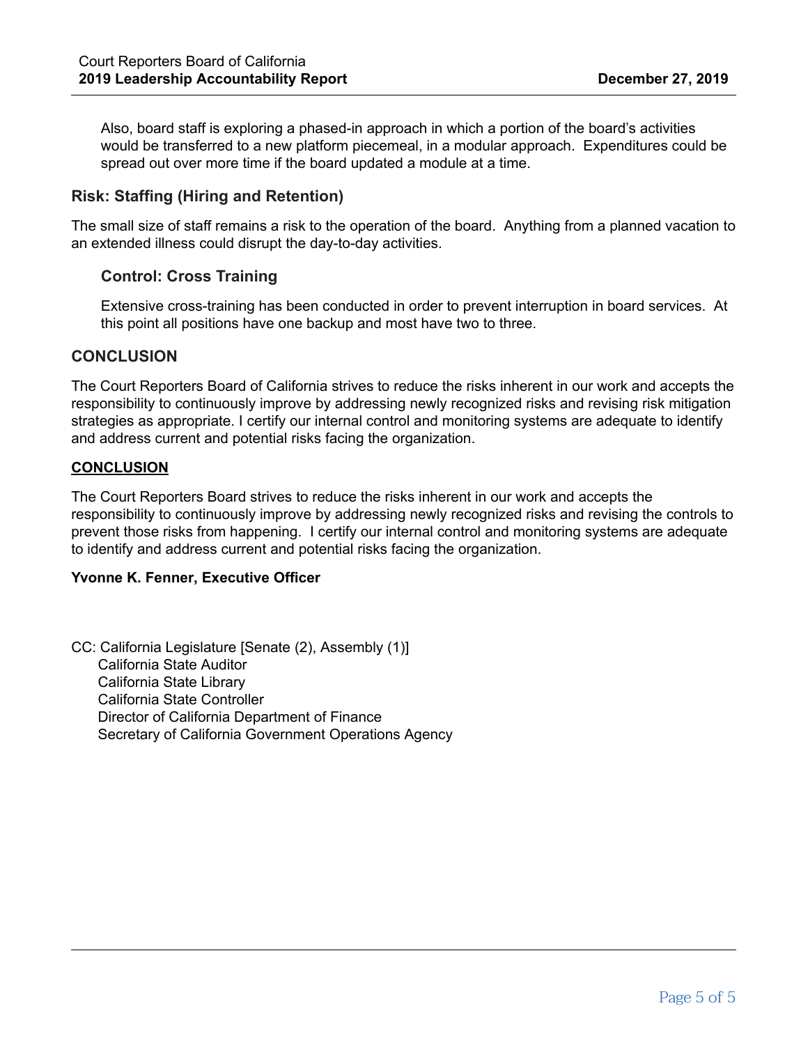Also, board staff is exploring a phased-in approach in which a portion of the board's activities would be transferred to a new platform piecemeal, in a modular approach. Expenditures could be spread out over more time if the board updated a module at a time.

### Risk: Staffing (Hiring and Retention)

The small size of staff remains a risk to the operation of the board. Anything from a planned vacation to an extended illness could disrupt the day-to-day activities.

#### Control: Cross Training

Extensive cross-training has been conducted in order to prevent interruption in board services. At this point all positions have one backup and most have two to three.

### CONCLUSION

The Court Reporters Board of California strives to reduce the risks inherent in our work and accepts the responsibility to continuously improve by addressing newly recognized risks and revising risk mitigation strategies as appropriate. I certify our internal control and monitoring systems are adequate to identify and address current and potential risks facing the organization.

**CONCLUSION**

The Court Reporters Board strives to reduce the risks inherent in our work and accepts the responsibility to continuously improve by addressing newly recognized risks and revising the controls to prevent those risks from happening. I certify our internal control and monitoring systems are adequate to identify and address current and potential risks facing the organization.

**Yvonne K. Fenner, Executive Officer**

CC: California Legislature [Senate (2), Assembly (1)]
California State Auditor
California State Library
California State Controller
Director of California Department of Finance
Secretary of California Government Operations Agency